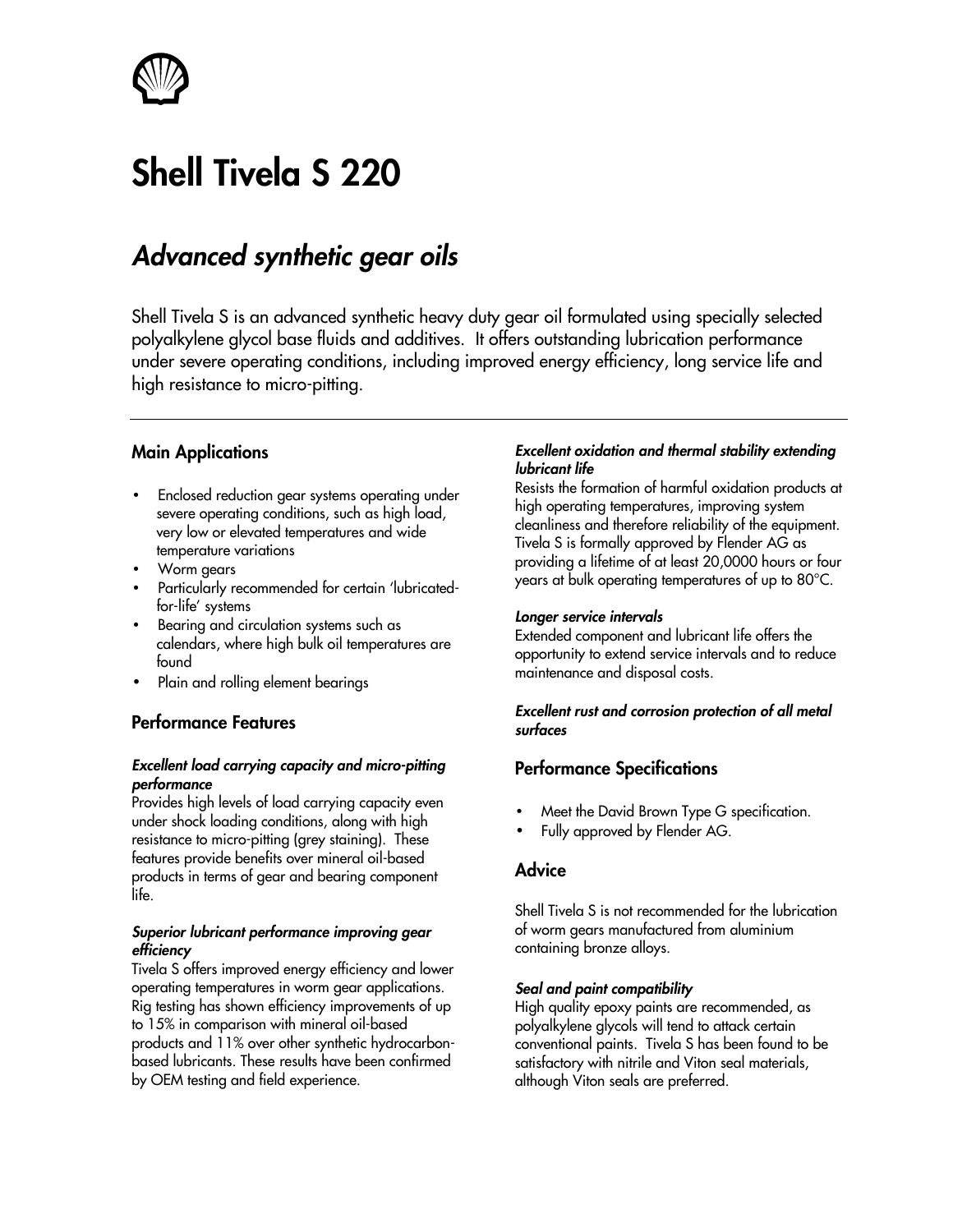# Shell Tivela S 220

## *Advanced synthetic gear oils*

Shell Tivela S is an advanced synthetic heavy duty gear oil formulated using specially selected polyalkylene glycol base fluids and additives. It offers outstanding lubrication performance under severe operating conditions, including improved energy efficiency, long service life and high resistance to micro-pitting.

---

### Main Applications

- Enclosed reduction gear systems operating under severe operating conditions, such as high load, very low or elevated temperatures and wide temperature variations
- Worm gears
- Particularly recommended for certain 'lubricated-for-life' systems
- Bearing and circulation systems such as calendars, where high bulk oil temperatures are found
- Plain and rolling element bearings

### Performance Features

***Excellent load carrying capacity and micro-pitting performance***

Provides high levels of load carrying capacity even under shock loading conditions, along with high resistance to micro-pitting (grey staining). These features provide benefits over mineral oil-based products in terms of gear and bearing component life.

***Superior lubricant performance improving gear efficiency***

Tivela S offers improved energy efficiency and lower operating temperatures in worm gear applications. Rig testing has shown efficiency improvements of up to 15% in comparison with mineral oil-based products and 11% over other synthetic hydrocarbon-based lubricants. These results have been confirmed by OEM testing and field experience.

***Excellent oxidation and thermal stability extending lubricant life***

Resists the formation of harmful oxidation products at high operating temperatures, improving system cleanliness and therefore reliability of the equipment. Tivela S is formally approved by Flender AG as providing a lifetime of at least 20,0000 hours or four years at bulk operating temperatures of up to 80°C.

***Longer service intervals***

Extended component and lubricant life offers the opportunity to extend service intervals and to reduce maintenance and disposal costs.

***Excellent rust and corrosion protection of all metal surfaces***

### Performance Specifications

- Meet the David Brown Type G specification.
- Fully approved by Flender AG.

### Advice

Shell Tivela S is not recommended for the lubrication of worm gears manufactured from aluminium containing bronze alloys.

***Seal and paint compatibility***

High quality epoxy paints are recommended, as polyalkylene glycols will tend to attack certain conventional paints. Tivela S has been found to be satisfactory with nitrile and Viton seal materials, although Viton seals are preferred.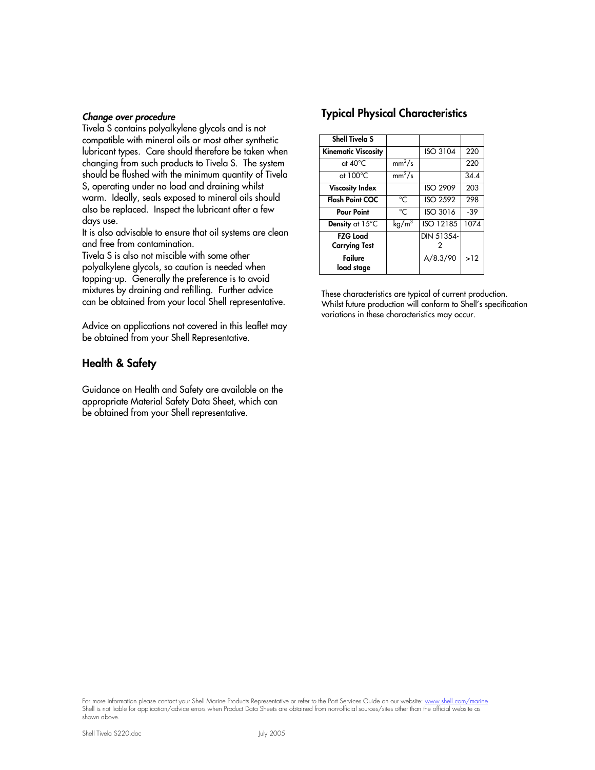### *Change over procedure*

Tivela S contains polyalkylene glycols and is not compatible with mineral oils or most other synthetic lubricant types. Care should therefore be taken when changing from such products to Tivela S. The system should be flushed with the minimum quantity of Tivela S, operating under no load and draining whilst warm. Ideally, seals exposed to mineral oils should also be replaced. Inspect the lubricant after a few days use.

It is also advisable to ensure that oil systems are clean and free from contamination.

Tivela S is also not miscible with some other polyalkylene glycols, so caution is needed when topping-up. Generally the preference is to avoid mixtures by draining and refilling. Further advice can be obtained from your local Shell representative.

Advice on applications not covered in this leaflet may be obtained from your Shell Representative.

## Health & Safety

Guidance on Health and Safety are available on the appropriate Material Safety Data Sheet, which can be obtained from your Shell representative.

## Typical Physical Characteristics

| **Shell Tivela S** | | | |
|---|---|---|---|
| **Kinematic Viscosity** | | ISO 3104 | 220 |
| at 40°C | $mm^2/s$ | | 220 |
| at 100°C | $mm^2/s$ | | 34.4 |
| **Viscosity Index** | | ISO 2909 | 203 |
| **Flash Point COC** | °C | ISO 2592 | 298 |
| **Pour Point** | °C | ISO 3016 | -39 |
| **Density** at 15°C | $kg/m^3$ | ISO 12185 | 1074 |
| **FZG Load Carrying Test** **Failure load stage** | | DIN 51354-2 A/8.3/90 | >12 |

These characteristics are typical of current production. Whilst future production will conform to Shell's specification variations in these characteristics may occur.

For more information please contact your Shell Marine Products Representative or refer to the Port Services Guide on our website: www.shell.com/marine
Shell is not liable for application/advice errors when Product Data Sheets are obtained from non-official sources/sites other than the official website as shown above.

Shell Tivela S220.doc July 2005